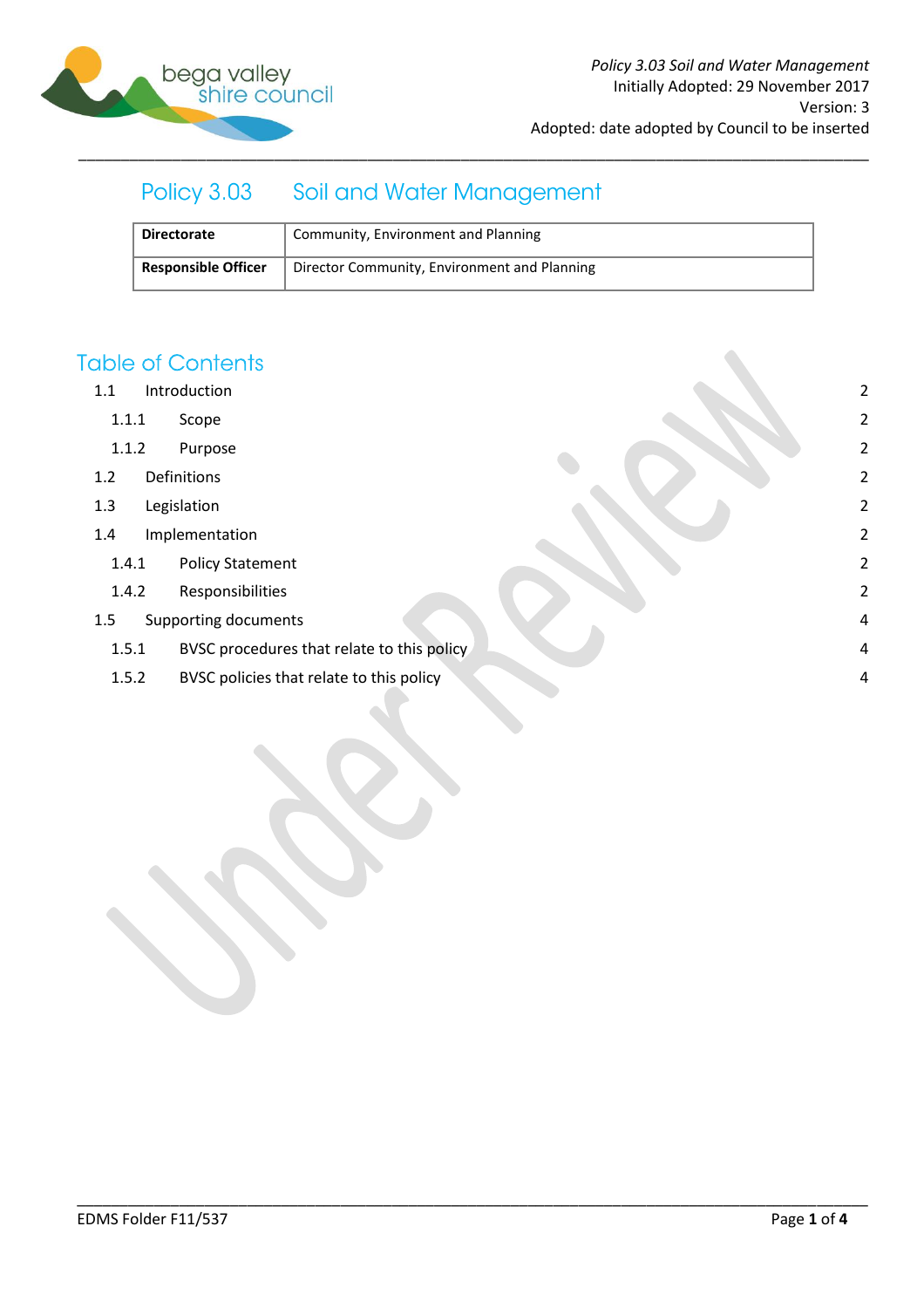# Policy 3.03 Soil and Water Management

| **Directorate** | Community, Environment and Planning |
| --- | --- |
| **Responsible Officer** | Director Community, Environment and Planning |

## Table of Contents

- 1.1 Introduction 2
  - 1.1.1 Scope 2
  - 1.1.2 Purpose 2
- 1.2 Definitions 2
- 1.3 Legislation 2
- 1.4 Implementation 2
  - 1.4.1 Policy Statement 2
  - 1.4.2 Responsibilities 2
- 1.5 Supporting documents 4
  - 1.5.1 BVSC procedures that relate to this policy 4
  - 1.5.2 BVSC policies that relate to this policy 4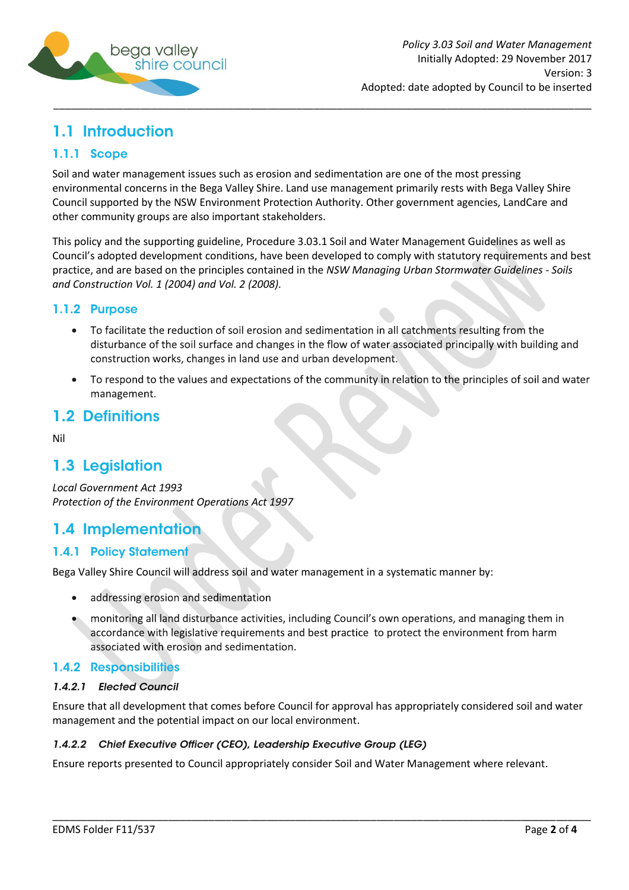## 1.1 Introduction

### 1.1.1 Scope

Soil and water management issues such as erosion and sedimentation are one of the most pressing environmental concerns in the Bega Valley Shire. Land use management primarily rests with Bega Valley Shire Council supported by the NSW Environment Protection Authority. Other government agencies, LandCare and other community groups are also important stakeholders.

This policy and the supporting guideline, Procedure 3.03.1 Soil and Water Management Guidelines as well as Council's adopted development conditions, have been developed to comply with statutory requirements and best practice, and are based on the principles contained in the *NSW Managing Urban Stormwater Guidelines - Soils and Construction Vol. 1 (2004) and Vol. 2 (2008).*

### 1.1.2 Purpose

- To facilitate the reduction of soil erosion and sedimentation in all catchments resulting from the disturbance of the soil surface and changes in the flow of water associated principally with building and construction works, changes in land use and urban development.
- To respond to the values and expectations of the community in relation to the principles of soil and water management.

## 1.2 Definitions

Nil

## 1.3 Legislation

*Local Government Act 1993*
*Protection of the Environment Operations Act 1997*

## 1.4 Implementation

### 1.4.1 Policy Statement

Bega Valley Shire Council will address soil and water management in a systematic manner by:

- addressing erosion and sedimentation
- monitoring all land disturbance activities, including Council's own operations, and managing them in accordance with legislative requirements and best practice to protect the environment from harm associated with erosion and sedimentation.

### 1.4.2 Responsibilities

#### *1.4.2.1 Elected Council*

Ensure that all development that comes before Council for approval has appropriately considered soil and water management and the potential impact on our local environment.

#### *1.4.2.2 Chief Executive Officer (CEO), Leadership Executive Group (LEG)*

Ensure reports presented to Council appropriately consider Soil and Water Management where relevant.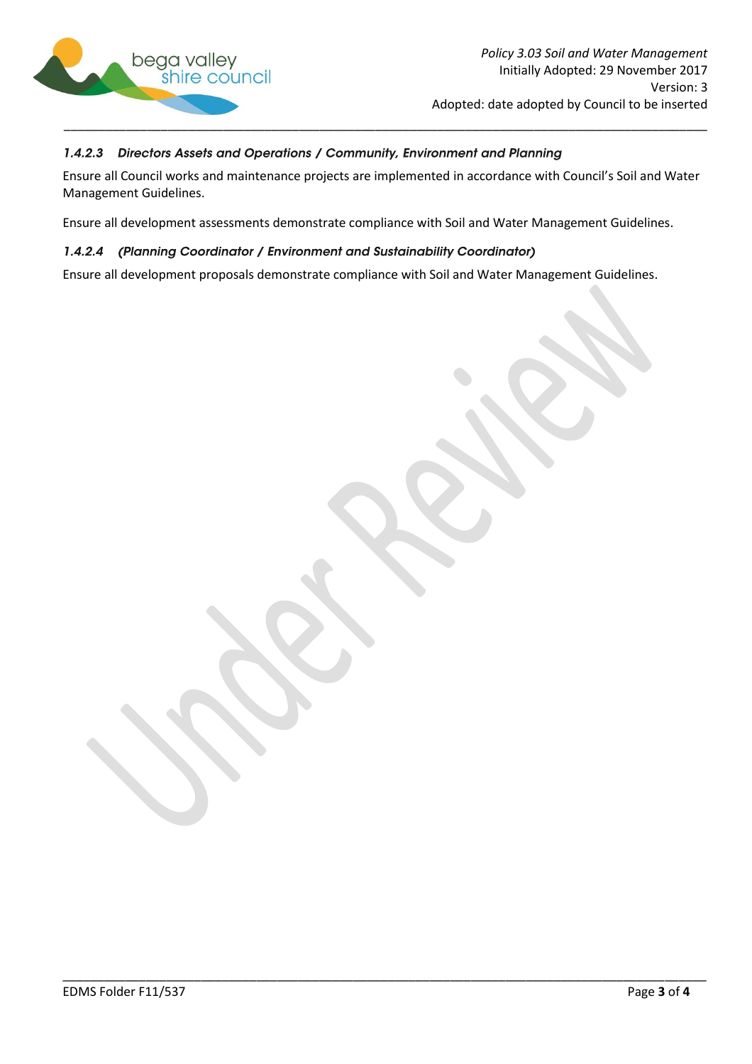#### *1.4.2.3 Directors Assets and Operations / Community, Environment and Planning*

Ensure all Council works and maintenance projects are implemented in accordance with Council's Soil and Water Management Guidelines.

Ensure all development assessments demonstrate compliance with Soil and Water Management Guidelines.

#### *1.4.2.4 (Planning Coordinator / Environment and Sustainability Coordinator)*

Ensure all development proposals demonstrate compliance with Soil and Water Management Guidelines.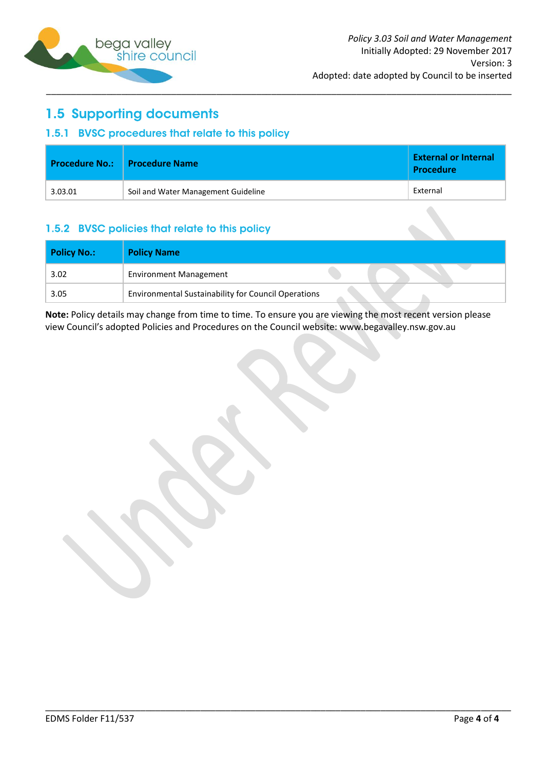## 1.5 Supporting documents

### 1.5.1 BVSC procedures that relate to this policy

| Procedure No.: | Procedure Name | External or Internal Procedure |
|---|---|---|
| 3.03.01 | Soil and Water Management Guideline | External |

### 1.5.2 BVSC policies that relate to this policy

| Policy No.: | Policy Name |
|---|---|
| 3.02 | Environment Management |
| 3.05 | Environmental Sustainability for Council Operations |

**Note:** Policy details may change from time to time. To ensure you are viewing the most recent version please view Council's adopted Policies and Procedures on the Council website: www.begavalley.nsw.gov.au